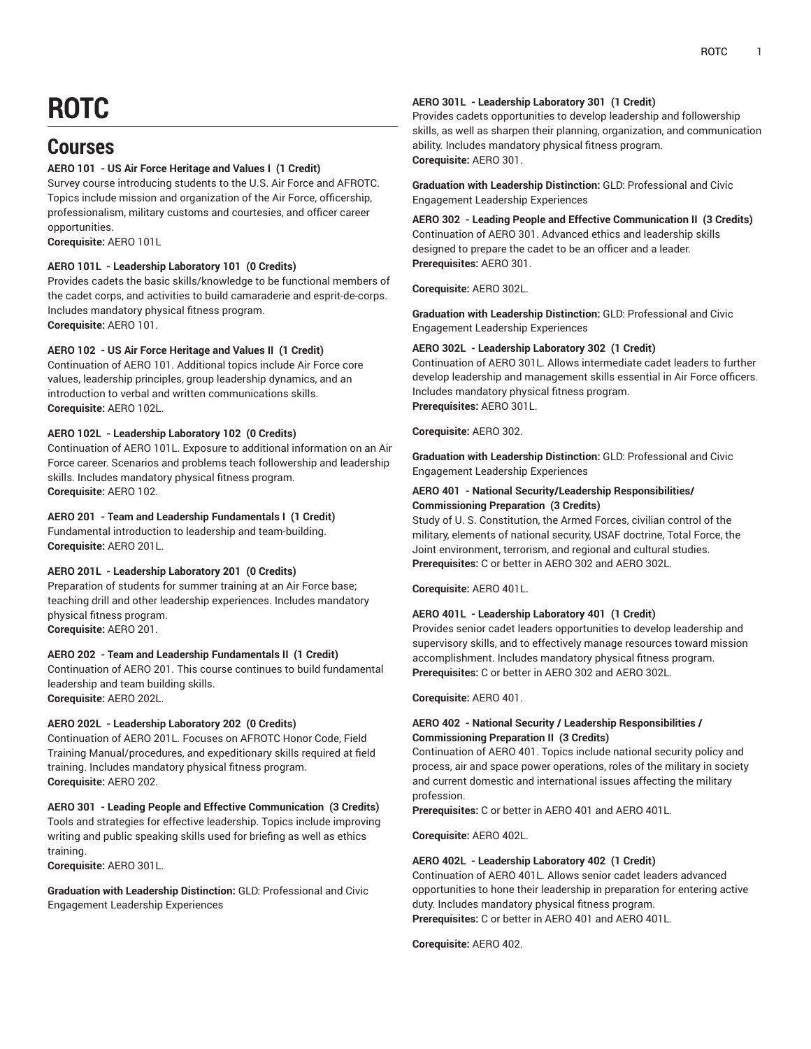# ROTC

## Courses

**AERO 101 - US Air Force Heritage and Values I (1 Credit)**
Survey course introducing students to the U.S. Air Force and AFROTC. Topics include mission and organization of the Air Force, officership, professionalism, military customs and courtesies, and officer career opportunities.
**Corequisite:** AERO 101L

**AERO 101L - Leadership Laboratory 101 (0 Credits)**
Provides cadets the basic skills/knowledge to be functional members of the cadet corps, and activities to build camaraderie and esprit-de-corps. Includes mandatory physical fitness program.
**Corequisite:** AERO 101.

**AERO 102 - US Air Force Heritage and Values II (1 Credit)**
Continuation of AERO 101. Additional topics include Air Force core values, leadership principles, group leadership dynamics, and an introduction to verbal and written communications skills.
**Corequisite:** AERO 102L.

**AERO 102L - Leadership Laboratory 102 (0 Credits)**
Continuation of AERO 101L. Exposure to additional information on an Air Force career. Scenarios and problems teach followership and leadership skills. Includes mandatory physical fitness program.
**Corequisite:** AERO 102.

**AERO 201 - Team and Leadership Fundamentals I (1 Credit)**
Fundamental introduction to leadership and team-building.
**Corequisite:** AERO 201L.

**AERO 201L - Leadership Laboratory 201 (0 Credits)**
Preparation of students for summer training at an Air Force base; teaching drill and other leadership experiences. Includes mandatory physical fitness program.
**Corequisite:** AERO 201.

**AERO 202 - Team and Leadership Fundamentals II (1 Credit)**
Continuation of AERO 201. This course continues to build fundamental leadership and team building skills.
**Corequisite:** AERO 202L.

**AERO 202L - Leadership Laboratory 202 (0 Credits)**
Continuation of AERO 201L. Focuses on AFROTC Honor Code, Field Training Manual/procedures, and expeditionary skills required at field training. Includes mandatory physical fitness program.
**Corequisite:** AERO 202.

**AERO 301 - Leading People and Effective Communication (3 Credits)**
Tools and strategies for effective leadership. Topics include improving writing and public speaking skills used for briefing as well as ethics training.
**Corequisite:** AERO 301L.

**Graduation with Leadership Distinction:** GLD: Professional and Civic Engagement Leadership Experiences

**AERO 301L - Leadership Laboratory 301 (1 Credit)**
Provides cadets opportunities to develop leadership and followership skills, as well as sharpen their planning, organization, and communication ability. Includes mandatory physical fitness program.
**Corequisite:** AERO 301.

**Graduation with Leadership Distinction:** GLD: Professional and Civic Engagement Leadership Experiences

**AERO 302 - Leading People and Effective Communication II (3 Credits)**
Continuation of AERO 301. Advanced ethics and leadership skills designed to prepare the cadet to be an officer and a leader.
**Prerequisites:** AERO 301.

**Corequisite:** AERO 302L.

**Graduation with Leadership Distinction:** GLD: Professional and Civic Engagement Leadership Experiences

**AERO 302L - Leadership Laboratory 302 (1 Credit)**
Continuation of AERO 301L. Allows intermediate cadet leaders to further develop leadership and management skills essential in Air Force officers. Includes mandatory physical fitness program.
**Prerequisites:** AERO 301L.

**Corequisite:** AERO 302.

**Graduation with Leadership Distinction:** GLD: Professional and Civic Engagement Leadership Experiences

**AERO 401 - National Security/Leadership Responsibilities/ Commissioning Preparation (3 Credits)**
Study of U. S. Constitution, the Armed Forces, civilian control of the military, elements of national security, USAF doctrine, Total Force, the Joint environment, terrorism, and regional and cultural studies.
**Prerequisites:** C or better in AERO 302 and AERO 302L.

**Corequisite:** AERO 401L.

**AERO 401L - Leadership Laboratory 401 (1 Credit)**
Provides senior cadet leaders opportunities to develop leadership and supervisory skills, and to effectively manage resources toward mission accomplishment. Includes mandatory physical fitness program.
**Prerequisites:** C or better in AERO 302 and AERO 302L.

**Corequisite:** AERO 401.

**AERO 402 - National Security / Leadership Responsibilities / Commissioning Preparation II (3 Credits)**
Continuation of AERO 401. Topics include national security policy and process, air and space power operations, roles of the military in society and current domestic and international issues affecting the military profession.
**Prerequisites:** C or better in AERO 401 and AERO 401L.

**Corequisite:** AERO 402L.

**AERO 402L - Leadership Laboratory 402 (1 Credit)**
Continuation of AERO 401L. Allows senior cadet leaders advanced opportunities to hone their leadership in preparation for entering active duty. Includes mandatory physical fitness program.
**Prerequisites:** C or better in AERO 401 and AERO 401L.

**Corequisite:** AERO 402.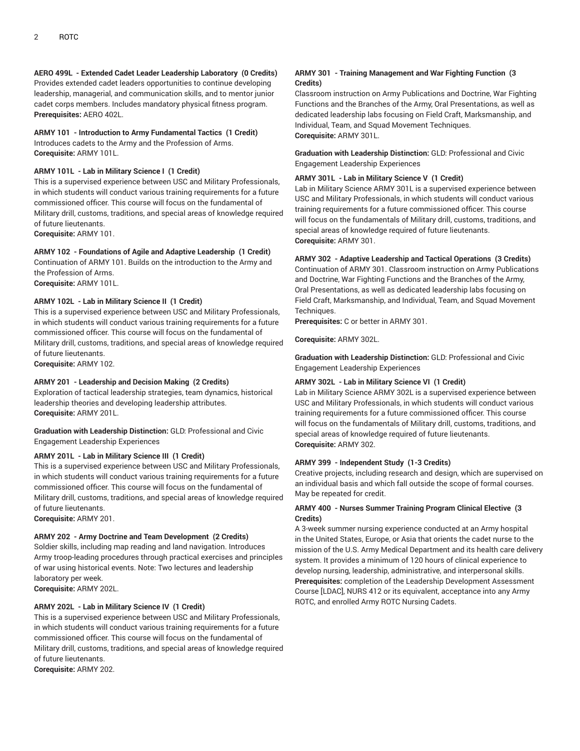**AERO 499L - Extended Cadet Leader Leadership Laboratory (0 Credits)**
Provides extended cadet leaders opportunities to continue developing leadership, managerial, and communication skills, and to mentor junior cadet corps members. Includes mandatory physical fitness program.
**Prerequisites:** AERO 402L.

**ARMY 101 - Introduction to Army Fundamental Tactics (1 Credit)**
Introduces cadets to the Army and the Profession of Arms.
**Corequisite:** ARMY 101L.

**ARMY 101L - Lab in Military Science I (1 Credit)**
This is a supervised experience between USC and Military Professionals, in which students will conduct various training requirements for a future commissioned officer. This course will focus on the fundamental of Military drill, customs, traditions, and special areas of knowledge required of future lieutenants.
**Corequisite:** ARMY 101.

**ARMY 102 - Foundations of Agile and Adaptive Leadership (1 Credit)**
Continuation of ARMY 101. Builds on the introduction to the Army and the Profession of Arms.
**Corequisite:** ARMY 101L.

**ARMY 102L - Lab in Military Science II (1 Credit)**
This is a supervised experience between USC and Military Professionals, in which students will conduct various training requirements for a future commissioned officer. This course will focus on the fundamental of Military drill, customs, traditions, and special areas of knowledge required of future lieutenants.
**Corequisite:** ARMY 102.

**ARMY 201 - Leadership and Decision Making (2 Credits)**
Exploration of tactical leadership strategies, team dynamics, historical leadership theories and developing leadership attributes.
**Corequisite:** ARMY 201L.

**Graduation with Leadership Distinction:** GLD: Professional and Civic Engagement Leadership Experiences

**ARMY 201L - Lab in Military Science III (1 Credit)**
This is a supervised experience between USC and Military Professionals, in which students will conduct various training requirements for a future commissioned officer. This course will focus on the fundamental of Military drill, customs, traditions, and special areas of knowledge required of future lieutenants.
**Corequisite:** ARMY 201.

**ARMY 202 - Army Doctrine and Team Development (2 Credits)**
Soldier skills, including map reading and land navigation. Introduces Army troop-leading procedures through practical exercises and principles of war using historical events. Note: Two lectures and leadership laboratory per week.
**Corequisite:** ARMY 202L.

**ARMY 202L - Lab in Military Science IV (1 Credit)**
This is a supervised experience between USC and Military Professionals, in which students will conduct various training requirements for a future commissioned officer. This course will focus on the fundamental of Military drill, customs, traditions, and special areas of knowledge required of future lieutenants.
**Corequisite:** ARMY 202.

**ARMY 301 - Training Management and War Fighting Function (3 Credits)**
Classroom instruction on Army Publications and Doctrine, War Fighting Functions and the Branches of the Army, Oral Presentations, as well as dedicated leadership labs focusing on Field Craft, Marksmanship, and Individual, Team, and Squad Movement Techniques.
**Corequisite:** ARMY 301L.

**Graduation with Leadership Distinction:** GLD: Professional and Civic Engagement Leadership Experiences

**ARMY 301L - Lab in Military Science V (1 Credit)**
Lab in Military Science ARMY 301L is a supervised experience between USC and Military Professionals, in which students will conduct various training requirements for a future commissioned officer. This course will focus on the fundamentals of Military drill, customs, traditions, and special areas of knowledge required of future lieutenants.
**Corequisite:** ARMY 301.

**ARMY 302 - Adaptive Leadership and Tactical Operations (3 Credits)**
Continuation of ARMY 301. Classroom instruction on Army Publications and Doctrine, War Fighting Functions and the Branches of the Army, Oral Presentations, as well as dedicated leadership labs focusing on Field Craft, Marksmanship, and Individual, Team, and Squad Movement Techniques.
**Prerequisites:** C or better in ARMY 301.

**Corequisite:** ARMY 302L.

**Graduation with Leadership Distinction:** GLD: Professional and Civic Engagement Leadership Experiences

**ARMY 302L - Lab in Military Science VI (1 Credit)**
Lab in Military Science ARMY 302L is a supervised experience between USC and Military Professionals, in which students will conduct various training requirements for a future commissioned officer. This course will focus on the fundamentals of Military drill, customs, traditions, and special areas of knowledge required of future lieutenants.
**Corequisite:** ARMY 302.

**ARMY 399 - Independent Study (1-3 Credits)**
Creative projects, including research and design, which are supervised on an individual basis and which fall outside the scope of formal courses. May be repeated for credit.

**ARMY 400 - Nurses Summer Training Program Clinical Elective (3 Credits)**
A 3-week summer nursing experience conducted at an Army hospital in the United States, Europe, or Asia that orients the cadet nurse to the mission of the U.S. Army Medical Department and its health care delivery system. It provides a minimum of 120 hours of clinical experience to develop nursing, leadership, administrative, and interpersonal skills.
**Prerequisites:** completion of the Leadership Development Assessment Course [LDAC], NURS 412 or its equivalent, acceptance into any Army ROTC, and enrolled Army ROTC Nursing Cadets.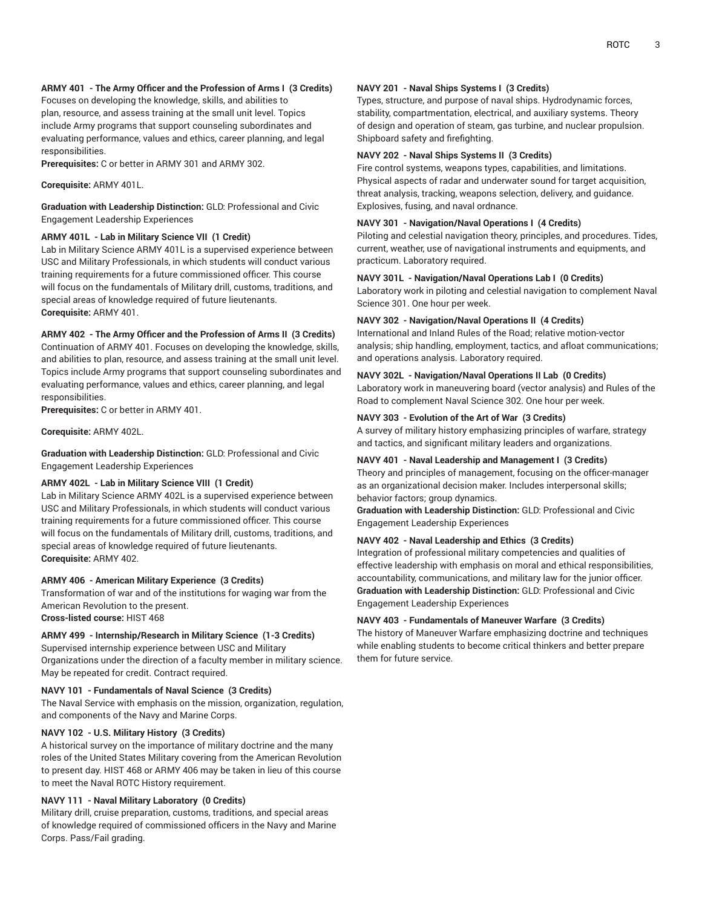**ARMY 401 - The Army Officer and the Profession of Arms I (3 Credits)**
Focuses on developing the knowledge, skills, and abilities to plan, resource, and assess training at the small unit level. Topics include Army programs that support counseling subordinates and evaluating performance, values and ethics, career planning, and legal responsibilities.
**Prerequisites:** C or better in ARMY 301 and ARMY 302.

**Corequisite:** ARMY 401L.

**Graduation with Leadership Distinction:** GLD: Professional and Civic Engagement Leadership Experiences

**ARMY 401L - Lab in Military Science VII (1 Credit)**
Lab in Military Science ARMY 401L is a supervised experience between USC and Military Professionals, in which students will conduct various training requirements for a future commissioned officer. This course will focus on the fundamentals of Military drill, customs, traditions, and special areas of knowledge required of future lieutenants.
**Corequisite:** ARMY 401.

**ARMY 402 - The Army Officer and the Profession of Arms II (3 Credits)**
Continuation of ARMY 401. Focuses on developing the knowledge, skills, and abilities to plan, resource, and assess training at the small unit level. Topics include Army programs that support counseling subordinates and evaluating performance, values and ethics, career planning, and legal responsibilities.
**Prerequisites:** C or better in ARMY 401.

**Corequisite:** ARMY 402L.

**Graduation with Leadership Distinction:** GLD: Professional and Civic Engagement Leadership Experiences

**ARMY 402L - Lab in Military Science VIII (1 Credit)**
Lab in Military Science ARMY 402L is a supervised experience between USC and Military Professionals, in which students will conduct various training requirements for a future commissioned officer. This course will focus on the fundamentals of Military drill, customs, traditions, and special areas of knowledge required of future lieutenants.
**Corequisite:** ARMY 402.

**ARMY 406 - American Military Experience (3 Credits)**
Transformation of war and of the institutions for waging war from the American Revolution to the present.
**Cross-listed course:** HIST 468

**ARMY 499 - Internship/Research in Military Science (1-3 Credits)**
Supervised internship experience between USC and Military Organizations under the direction of a faculty member in military science. May be repeated for credit. Contract required.

**NAVY 101 - Fundamentals of Naval Science (3 Credits)**
The Naval Service with emphasis on the mission, organization, regulation, and components of the Navy and Marine Corps.

**NAVY 102 - U.S. Military History (3 Credits)**
A historical survey on the importance of military doctrine and the many roles of the United States Military covering from the American Revolution to present day. HIST 468 or ARMY 406 may be taken in lieu of this course to meet the Naval ROTC History requirement.

**NAVY 111 - Naval Military Laboratory (0 Credits)**
Military drill, cruise preparation, customs, traditions, and special areas of knowledge required of commissioned officers in the Navy and Marine Corps. Pass/Fail grading.

**NAVY 201 - Naval Ships Systems I (3 Credits)**
Types, structure, and purpose of naval ships. Hydrodynamic forces, stability, compartmentation, electrical, and auxiliary systems. Theory of design and operation of steam, gas turbine, and nuclear propulsion. Shipboard safety and firefighting.

**NAVY 202 - Naval Ships Systems II (3 Credits)**
Fire control systems, weapons types, capabilities, and limitations. Physical aspects of radar and underwater sound for target acquisition, threat analysis, tracking, weapons selection, delivery, and guidance. Explosives, fusing, and naval ordnance.

**NAVY 301 - Navigation/Naval Operations I (4 Credits)**
Piloting and celestial navigation theory, principles, and procedures. Tides, current, weather, use of navigational instruments and equipments, and practicum. Laboratory required.

**NAVY 301L - Navigation/Naval Operations Lab I (0 Credits)**
Laboratory work in piloting and celestial navigation to complement Naval Science 301. One hour per week.

**NAVY 302 - Navigation/Naval Operations II (4 Credits)**
International and Inland Rules of the Road; relative motion-vector analysis; ship handling, employment, tactics, and afloat communications; and operations analysis. Laboratory required.

**NAVY 302L - Navigation/Naval Operations II Lab (0 Credits)**
Laboratory work in maneuvering board (vector analysis) and Rules of the Road to complement Naval Science 302. One hour per week.

**NAVY 303 - Evolution of the Art of War (3 Credits)**
A survey of military history emphasizing principles of warfare, strategy and tactics, and significant military leaders and organizations.

**NAVY 401 - Naval Leadership and Management I (3 Credits)**
Theory and principles of management, focusing on the officer-manager as an organizational decision maker. Includes interpersonal skills; behavior factors; group dynamics.
**Graduation with Leadership Distinction:** GLD: Professional and Civic Engagement Leadership Experiences

**NAVY 402 - Naval Leadership and Ethics (3 Credits)**
Integration of professional military competencies and qualities of effective leadership with emphasis on moral and ethical responsibilities, accountability, communications, and military law for the junior officer.
**Graduation with Leadership Distinction:** GLD: Professional and Civic Engagement Leadership Experiences

**NAVY 403 - Fundamentals of Maneuver Warfare (3 Credits)**
The history of Maneuver Warfare emphasizing doctrine and techniques while enabling students to become critical thinkers and better prepare them for future service.